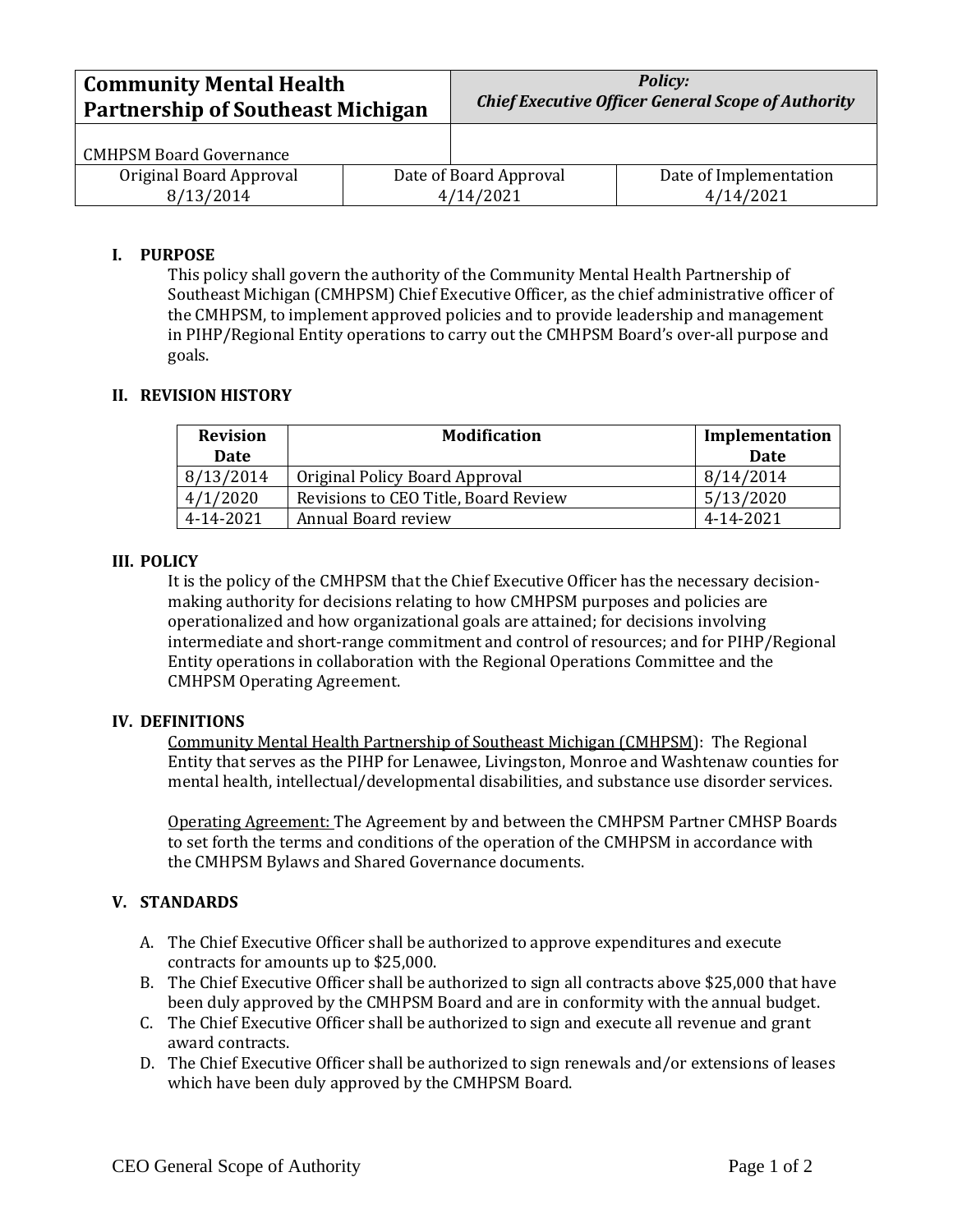| **Community Mental Health Partnership of Southeast Michigan** | | ***Policy: Chief Executive Officer General Scope of Authority*** |
|---|---|---|
| CMHPSM Board Governance | | |
| Original Board Approval 8/13/2014 | Date of Board Approval 4/14/2021 | Date of Implementation 4/14/2021 |

## I. PURPOSE

This policy shall govern the authority of the Community Mental Health Partnership of Southeast Michigan (CMHPSM) Chief Executive Officer, as the chief administrative officer of the CMHPSM, to implement approved policies and to provide leadership and management in PIHP/Regional Entity operations to carry out the CMHPSM Board's over-all purpose and goals.

## II. REVISION HISTORY

| Revision Date | Modification | Implementation Date |
|---|---|---|
| 8/13/2014 | Original Policy Board Approval | 8/14/2014 |
| 4/1/2020 | Revisions to CEO Title, Board Review | 5/13/2020 |
| 4-14-2021 | Annual Board review | 4-14-2021 |

## III. POLICY

It is the policy of the CMHPSM that the Chief Executive Officer has the necessary decision-making authority for decisions relating to how CMHPSM purposes and policies are operationalized and how organizational goals are attained; for decisions involving intermediate and short-range commitment and control of resources; and for PIHP/Regional Entity operations in collaboration with the Regional Operations Committee and the CMHPSM Operating Agreement.

## IV. DEFINITIONS

Community Mental Health Partnership of Southeast Michigan (CMHPSM): The Regional Entity that serves as the PIHP for Lenawee, Livingston, Monroe and Washtenaw counties for mental health, intellectual/developmental disabilities, and substance use disorder services.

Operating Agreement: The Agreement by and between the CMHPSM Partner CMHSP Boards to set forth the terms and conditions of the operation of the CMHPSM in accordance with the CMHPSM Bylaws and Shared Governance documents.

## V. STANDARDS

A. The Chief Executive Officer shall be authorized to approve expenditures and execute contracts for amounts up to $25,000.
B. The Chief Executive Officer shall be authorized to sign all contracts above $25,000 that have been duly approved by the CMHPSM Board and are in conformity with the annual budget.
C. The Chief Executive Officer shall be authorized to sign and execute all revenue and grant award contracts.
D. The Chief Executive Officer shall be authorized to sign renewals and/or extensions of leases which have been duly approved by the CMHPSM Board.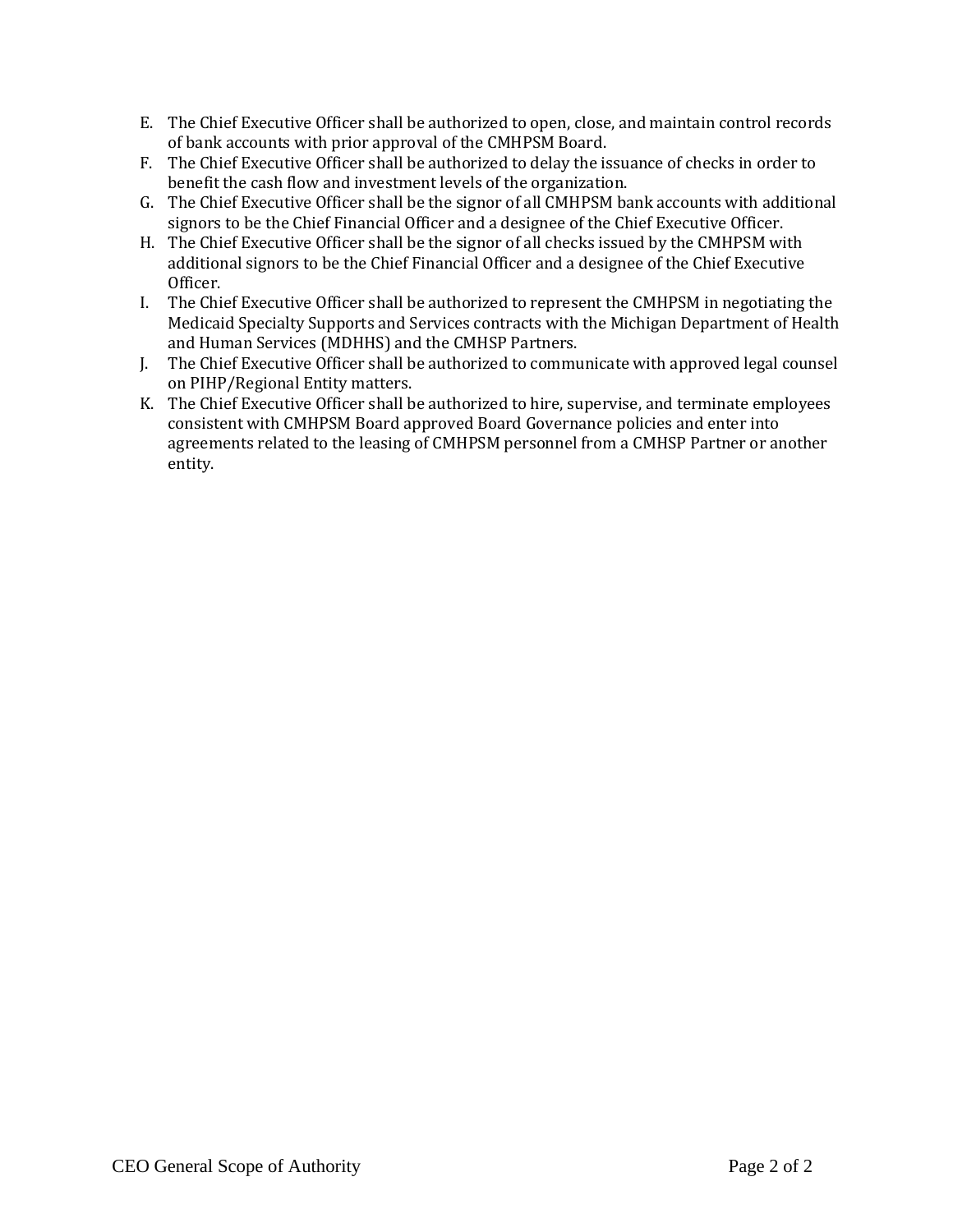E. The Chief Executive Officer shall be authorized to open, close, and maintain control records of bank accounts with prior approval of the CMHPSM Board.
F. The Chief Executive Officer shall be authorized to delay the issuance of checks in order to benefit the cash flow and investment levels of the organization.
G. The Chief Executive Officer shall be the signor of all CMHPSM bank accounts with additional signors to be the Chief Financial Officer and a designee of the Chief Executive Officer.
H. The Chief Executive Officer shall be the signor of all checks issued by the CMHPSM with additional signors to be the Chief Financial Officer and a designee of the Chief Executive Officer.
I. The Chief Executive Officer shall be authorized to represent the CMHPSM in negotiating the Medicaid Specialty Supports and Services contracts with the Michigan Department of Health and Human Services (MDHHS) and the CMHSP Partners.
J. The Chief Executive Officer shall be authorized to communicate with approved legal counsel on PIHP/Regional Entity matters.
K. The Chief Executive Officer shall be authorized to hire, supervise, and terminate employees consistent with CMHPSM Board approved Board Governance policies and enter into agreements related to the leasing of CMHPSM personnel from a CMHSP Partner or another entity.